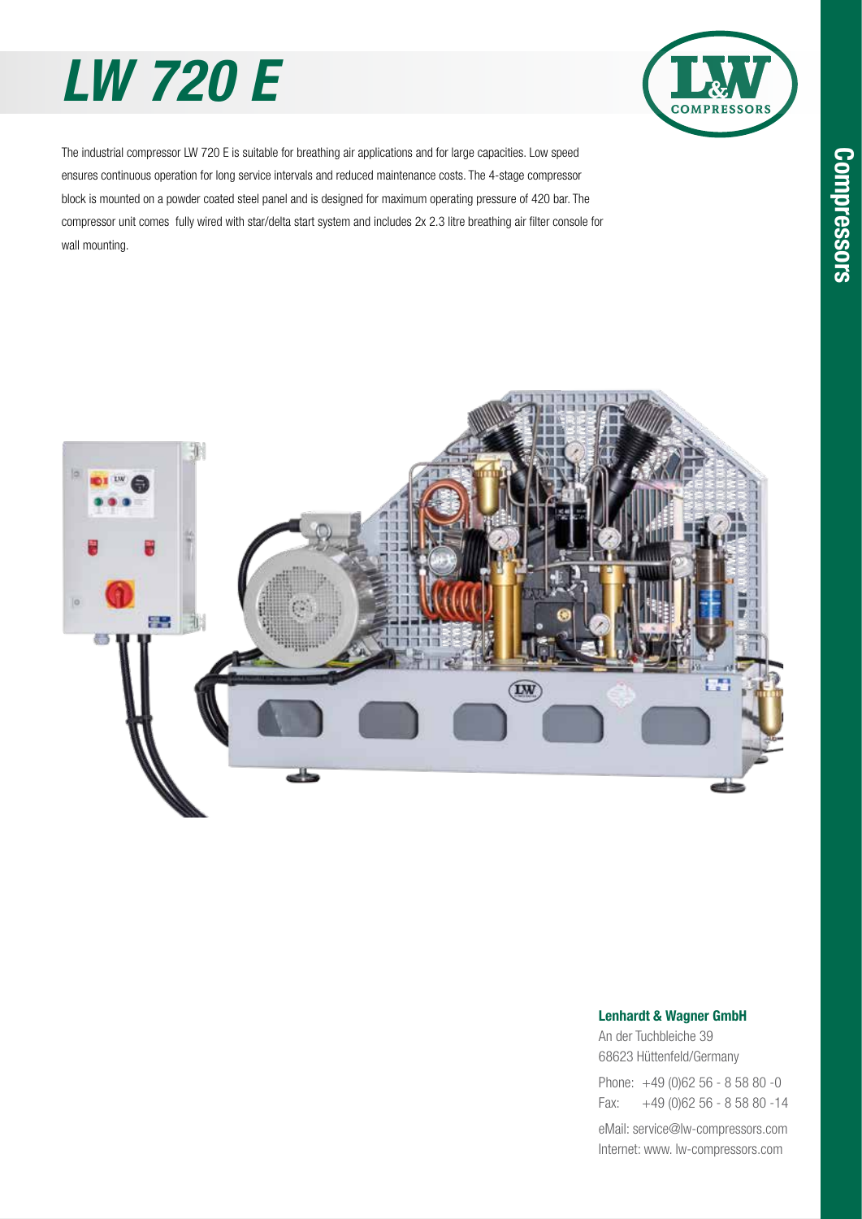# LW 720 E

The industrial compressor LW 720 E is suitable for breathing air applications and for large capacities. Low speed ensures continuous operation for long service intervals and reduced maintenance costs. The 4-stage compressor block is mounted on a powder coated steel panel and is designed for maximum operating pressure of 420 bar. The compressor unit comes fully wired with star/delta start system and includes 2x 2.3 litre breathing air filter console for wall mounting.

**Lenhardt & Wagner GmbH**
An der Tuchbleiche 39
68623 Hüttenfeld/Germany

Phone: +49 (0)62 56 - 8 58 80 -0
Fax: +49 (0)62 56 - 8 58 80 -14

eMail: service@lw-compressors.com
Internet: www. lw-compressors.com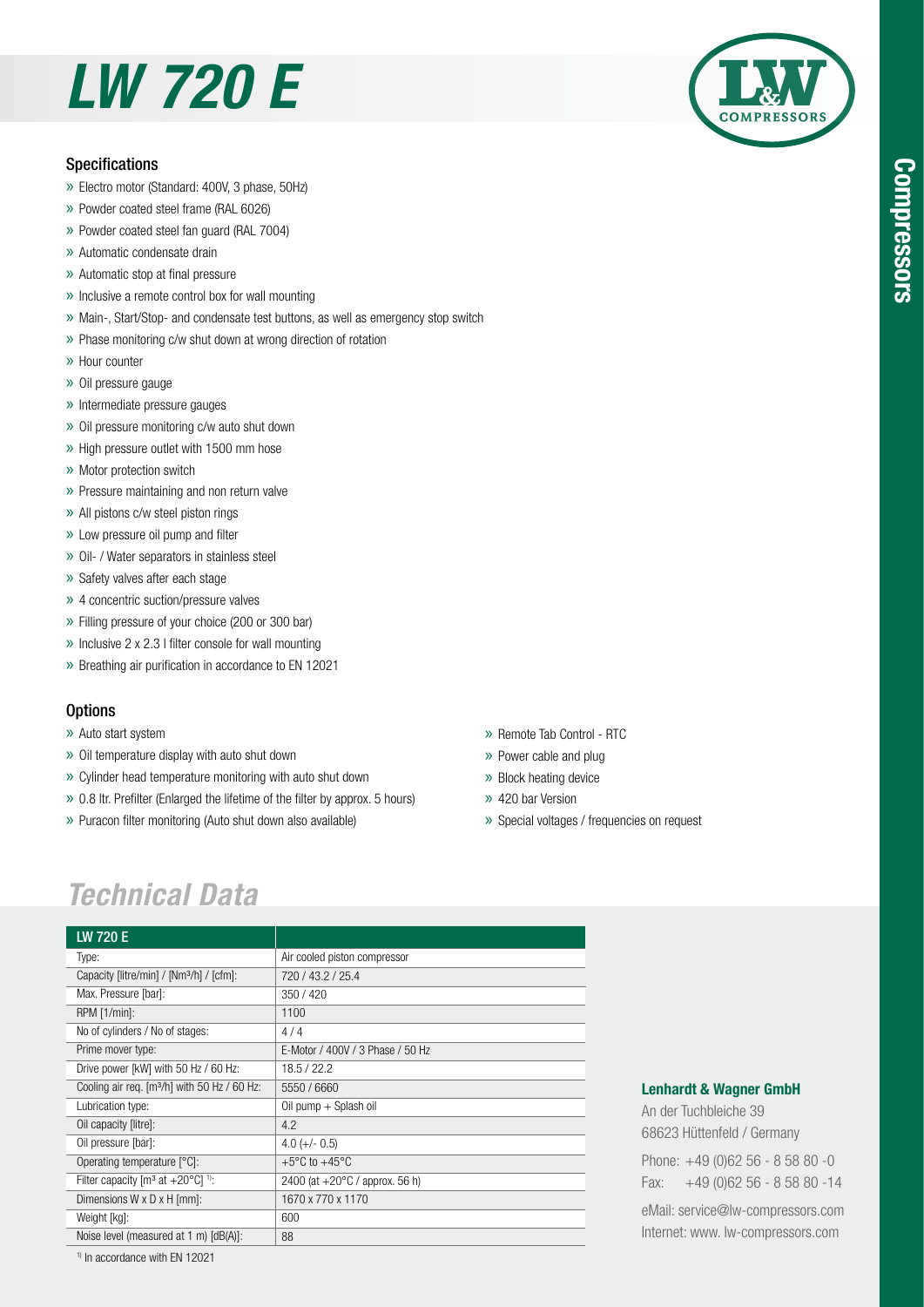# LW 720 E

## Specifications

- Electro motor (Standard: 400V, 3 phase, 50Hz)
- Powder coated steel frame (RAL 6026)
- Powder coated steel fan guard (RAL 7004)
- Automatic condensate drain
- Automatic stop at final pressure
- Inclusive a remote control box for wall mounting
- Main-, Start/Stop- and condensate test buttons, as well as emergency stop switch
- Phase monitoring c/w shut down at wrong direction of rotation
- Hour counter
- Oil pressure gauge
- Intermediate pressure gauges
- Oil pressure monitoring c/w auto shut down
- High pressure outlet with 1500 mm hose
- Motor protection switch
- Pressure maintaining and non return valve
- All pistons c/w steel piston rings
- Low pressure oil pump and filter
- Oil- / Water separators in stainless steel
- Safety valves after each stage
- 4 concentric suction/pressure valves
- Filling pressure of your choice (200 or 300 bar)
- Inclusive 2 x 2.3 l filter console for wall mounting
- Breathing air purification in accordance to EN 12021

## Options

- Auto start system
- Oil temperature display with auto shut down
- Cylinder head temperature monitoring with auto shut down
- 0.8 ltr. Prefilter (Enlarged the lifetime of the filter by approx. 5 hours)
- Puracon filter monitoring (Auto shut down also available)
- Remote Tab Control - RTC
- Power cable and plug
- Block heating device
- 420 bar Version
- Special voltages / frequencies on request

# Technical Data

| LW 720 E | |
|---|---|
| Type: | Air cooled piston compressor |
| Capacity [litre/min] / [Nm³/h] / [cfm]: | 720 / 43.2 / 25.4 |
| Max. Pressure [bar]: | 350 / 420 |
| RPM [1/min]: | 1100 |
| No of cylinders / No of stages: | 4 / 4 |
| Prime mover type: | E-Motor / 400V / 3 Phase / 50 Hz |
| Drive power [kW] with 50 Hz / 60 Hz: | 18.5 / 22.2 |
| Cooling air req. [m³/h] with 50 Hz / 60 Hz: | 5550 / 6660 |
| Lubrication type: | Oil pump + Splash oil |
| Oil capacity [litre]: | 4.2 |
| Oil pressure [bar]: | 4.0 (+/- 0.5) |
| Operating temperature [°C]: | +5°C to +45°C |
| Filter capacity [m³ at +20°C] [1]: | 2400 (at +20°C / approx. 56 h) |
| Dimensions W x D x H [mm]: | 1670 x 770 x 1170 |
| Weight [kg]: | 600 |
| Noise level (measured at 1 m) [dB(A)]: | 88 |

[1] In accordance with EN 12021

**Lenhardt & Wagner GmbH**

An der Tuchbleiche 39
68623 Hüttenfeld / Germany

Phone: +49 (0)62 56 - 8 58 80 -0
Fax: +49 (0)62 56 - 8 58 80 -14

eMail: service@lw-compressors.com
Internet: www. lw-compressors.com